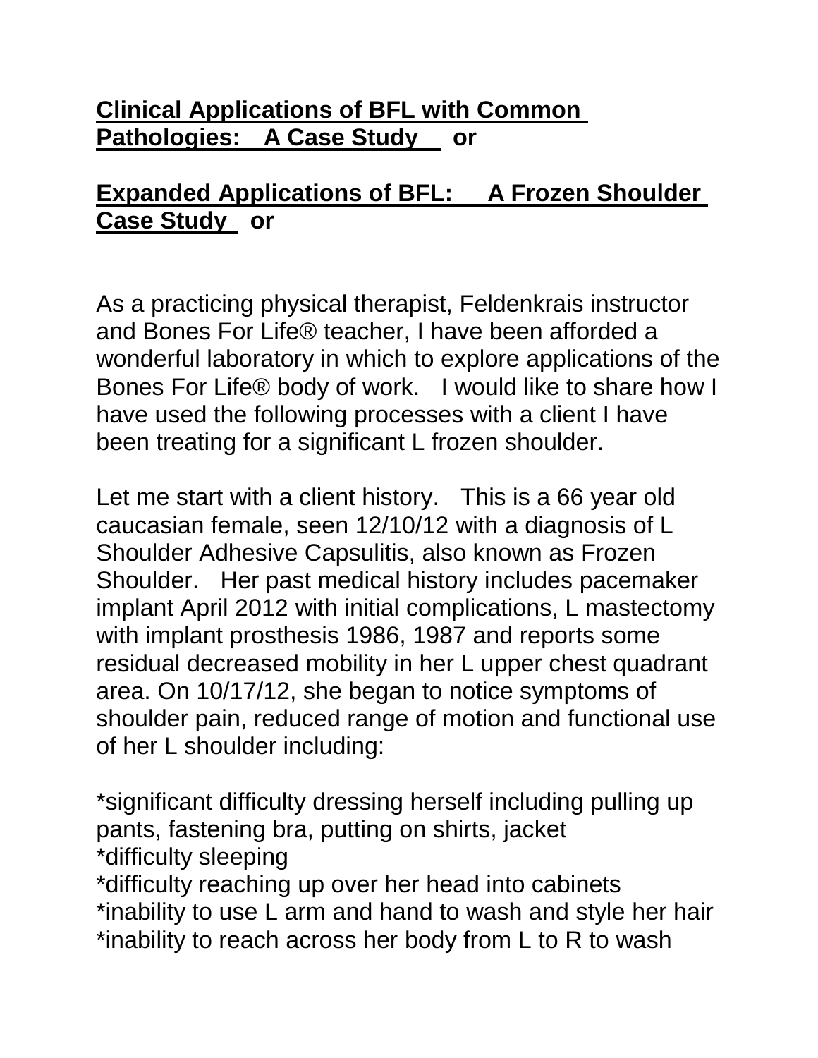**Clinical Applications of BFL with Common Pathologies: A Case Study** or

**Expanded Applications of BFL: A Frozen Shoulder Case Study** or

As a practicing physical therapist, Feldenkrais instructor and Bones For Life® teacher, I have been afforded a wonderful laboratory in which to explore applications of the Bones For Life® body of work. I would like to share how I have used the following processes with a client I have been treating for a significant L frozen shoulder.

Let me start with a client history. This is a 66 year old caucasian female, seen 12/10/12 with a diagnosis of L Shoulder Adhesive Capsulitis, also known as Frozen Shoulder. Her past medical history includes pacemaker implant April 2012 with initial complications, L mastectomy with implant prosthesis 1986, 1987 and reports some residual decreased mobility in her L upper chest quadrant area. On 10/17/12, she began to notice symptoms of shoulder pain, reduced range of motion and functional use of her L shoulder including:

*significant difficulty dressing herself including pulling up pants, fastening bra, putting on shirts, jacket
*difficulty sleeping
*difficulty reaching up over her head into cabinets
*inability to use L arm and hand to wash and style her hair
*inability to reach across her body from L to R to wash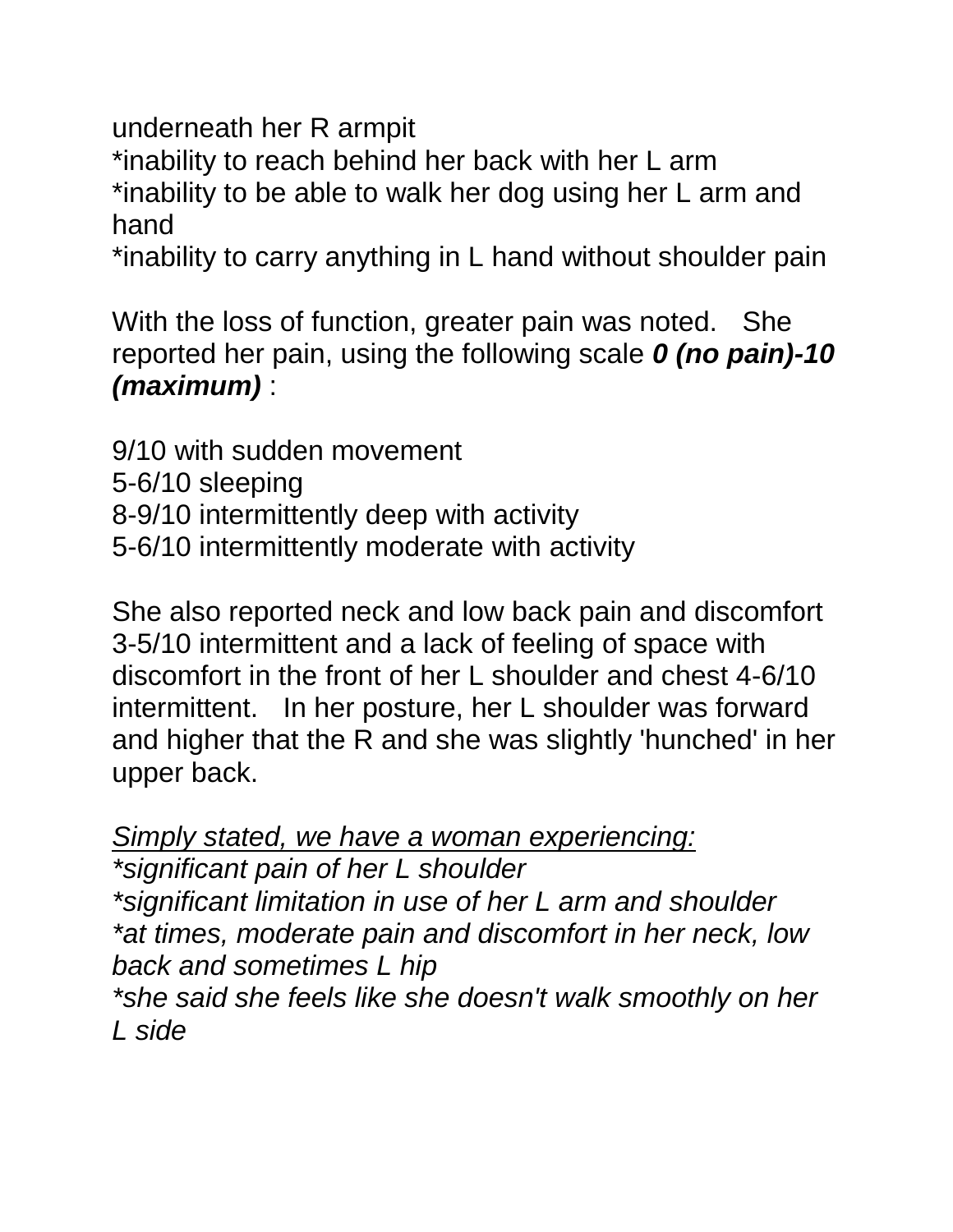underneath her R armpit
*inability to reach behind her back with her L arm
*inability to be able to walk her dog using her L arm and hand
*inability to carry anything in L hand without shoulder pain

With the loss of function, greater pain was noted. She reported her pain, using the following scale ***0 (no pain)-10 (maximum)*** :

9/10 with sudden movement
5-6/10 sleeping
8-9/10 intermittently deep with activity
5-6/10 intermittently moderate with activity

She also reported neck and low back pain and discomfort 3-5/10 intermittent and a lack of feeling of space with discomfort in the front of her L shoulder and chest 4-6/10 intermittent. In her posture, her L shoulder was forward and higher that the R and she was slightly 'hunched' in her upper back.

*<u>Simply stated, we have a woman experiencing:</u>*
**significant pain of her L shoulder*
**significant limitation in use of her L arm and shoulder*
**at times, moderate pain and discomfort in her neck, low back and sometimes L hip*
**she said she feels like she doesn't walk smoothly on her L side*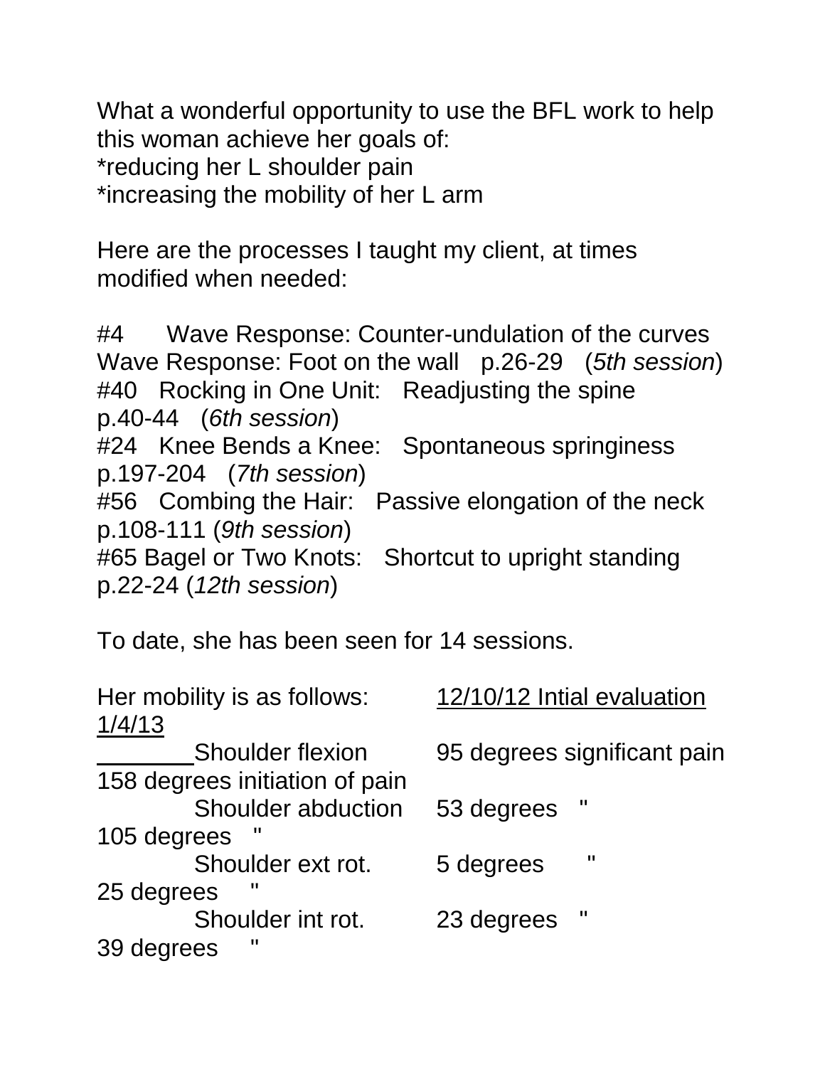What a wonderful opportunity to use the BFL work to help this woman achieve her goals of:
*reducing her L shoulder pain
*increasing the mobility of her L arm

Here are the processes I taught my client, at times modified when needed:

#4 Wave Response: Counter-undulation of the curves
Wave Response: Foot on the wall p.26-29 (*5th session*)
#40 Rocking in One Unit: Readjusting the spine p.40-44 (*6th session*)
#24 Knee Bends a Knee: Spontaneous springiness p.197-204 (*7th session*)
#56 Combing the Hair: Passive elongation of the neck p.108-111 (*9th session*)
#65 Bagel or Two Knots: Shortcut to upright standing p.22-24 (*12th session*)

To date, she has been seen for 14 sessions.

| Her mobility is as follows: | 12/10/12 Intial evaluation | 1/4/13 |
|---|---|---|
| Shoulder flexion | 95 degrees significant pain | 158 degrees initiation of pain |
| Shoulder abduction | 53 degrees " | 105 degrees " |
| Shoulder ext rot. | 5 degrees " | 25 degrees " |
| Shoulder int rot. | 23 degrees " | 39 degrees " |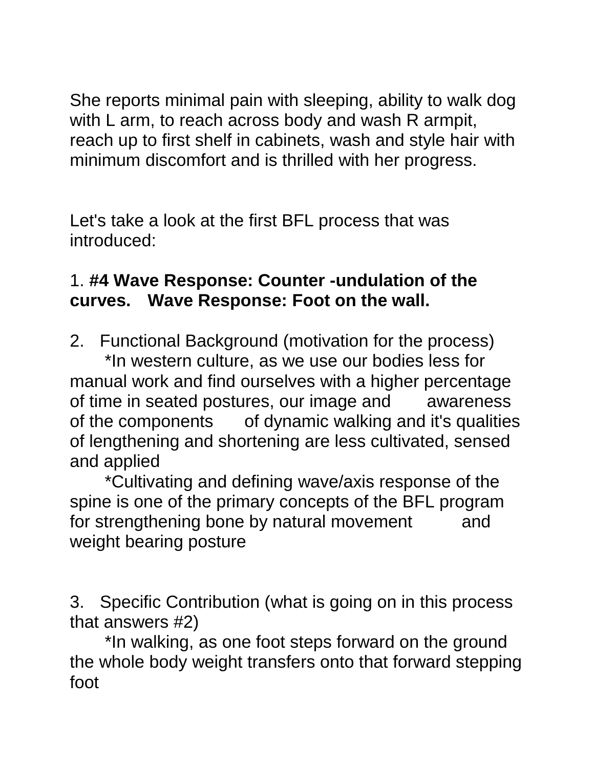She reports minimal pain with sleeping, ability to walk dog with L arm, to reach across body and wash R armpit, reach up to first shelf in cabinets, wash and style hair with minimum discomfort and is thrilled with her progress.

Let's take a look at the first BFL process that was introduced:

1. **#4 Wave Response: Counter -undulation of the curves. Wave Response: Foot on the wall.**

2. Functional Background (motivation for the process)
   *In western culture, as we use our bodies less for manual work and find ourselves with a higher percentage of time in seated postures, our image and awareness of the components of dynamic walking and it's qualities of lengthening and shortening are less cultivated, sensed and applied
   *Cultivating and defining wave/axis response of the spine is one of the primary concepts of the BFL program for strengthening bone by natural movement and weight bearing posture

3. Specific Contribution (what is going on in this process that answers #2)
   *In walking, as one foot steps forward on the ground the whole body weight transfers onto that forward stepping foot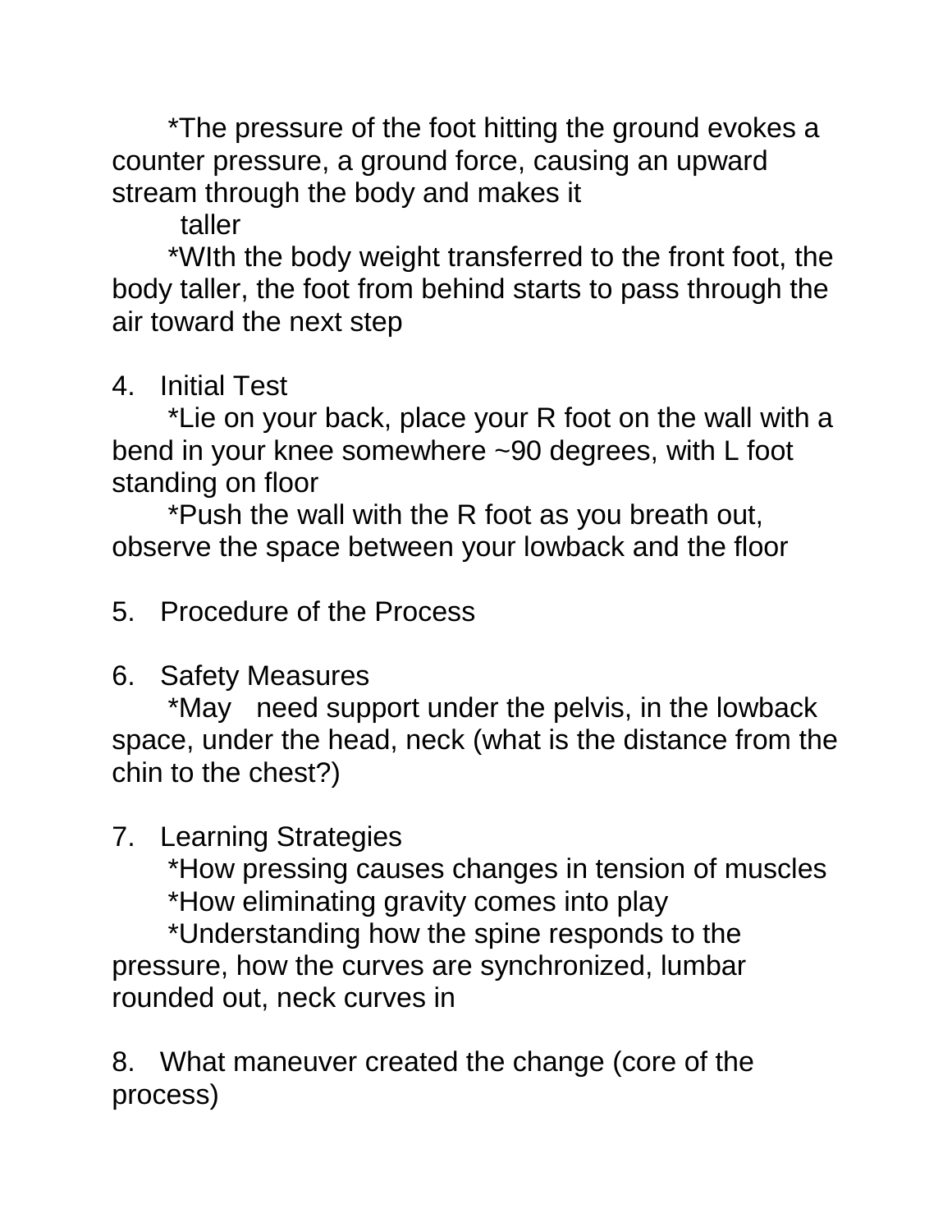*The pressure of the foot hitting the ground evokes a counter pressure, a ground force, causing an upward stream through the body and makes it taller

*WIth the body weight transferred to the front foot, the body taller, the foot from behind starts to pass through the air toward the next step

4. Initial Test

*Lie on your back, place your R foot on the wall with a bend in your knee somewhere ~90 degrees, with L foot standing on floor

*Push the wall with the R foot as you breath out, observe the space between your lowback and the floor

5. Procedure of the Process

6. Safety Measures

*May need support under the pelvis, in the lowback space, under the head, neck (what is the distance from the chin to the chest?)

7. Learning Strategies

*How pressing causes changes in tension of muscles

*How eliminating gravity comes into play

*Understanding how the spine responds to the pressure, how the curves are synchronized, lumbar rounded out, neck curves in

8. What maneuver created the change (core of the process)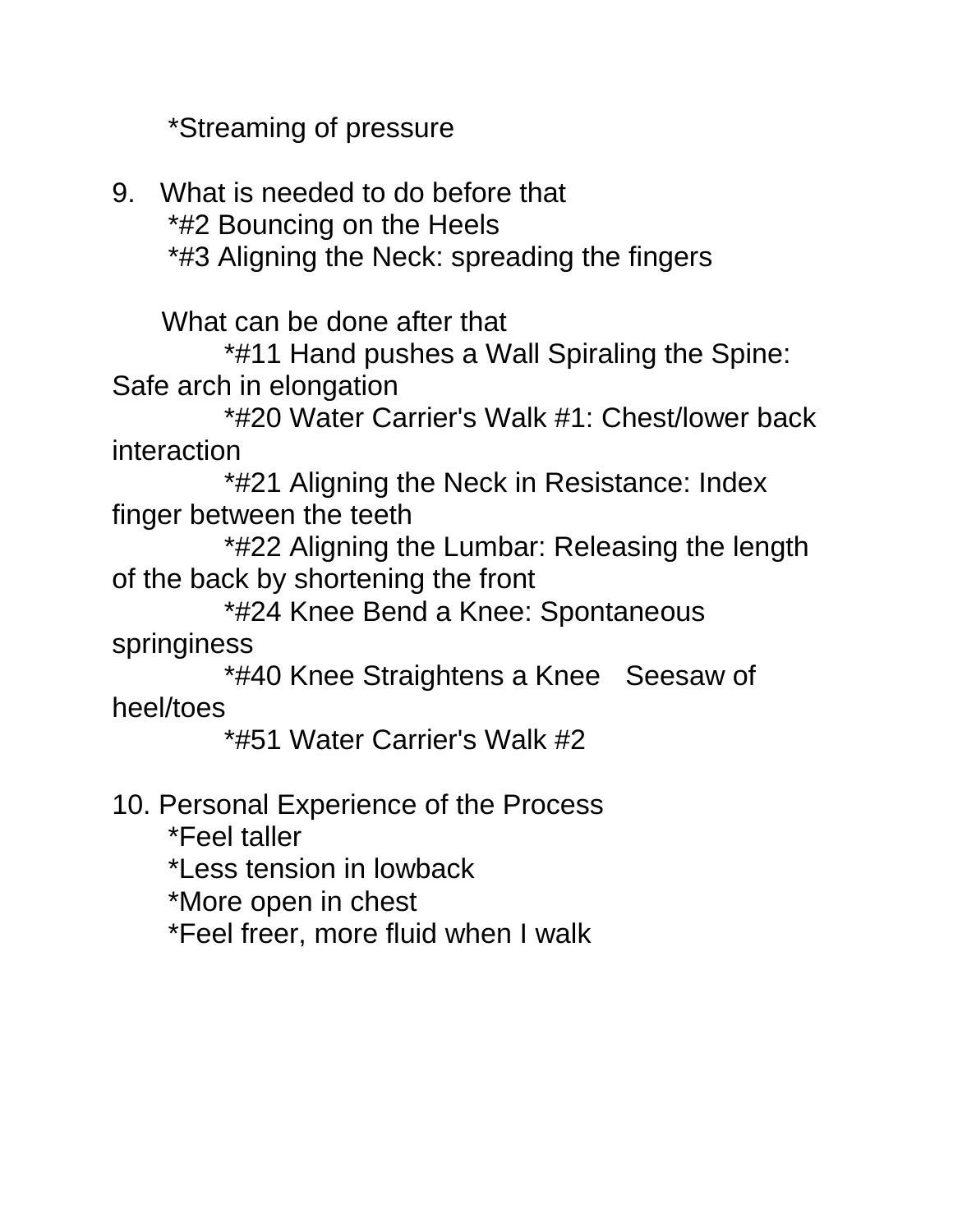*Streaming of pressure

9. What is needed to do before that
   *#2 Bouncing on the Heels
   *#3 Aligning the Neck: spreading the fingers

   What can be done after that
   *#11 Hand pushes a Wall Spiraling the Spine: Safe arch in elongation
   *#20 Water Carrier's Walk #1: Chest/lower back interaction
   *#21 Aligning the Neck in Resistance: Index finger between the teeth
   *#22 Aligning the Lumbar: Releasing the length of the back by shortening the front
   *#24 Knee Bend a Knee: Spontaneous springiness
   *#40 Knee Straightens a Knee Seesaw of heel/toes
   *#51 Water Carrier's Walk #2

10. Personal Experience of the Process
   *Feel taller
   *Less tension in lowback
   *More open in chest
   *Feel freer, more fluid when I walk